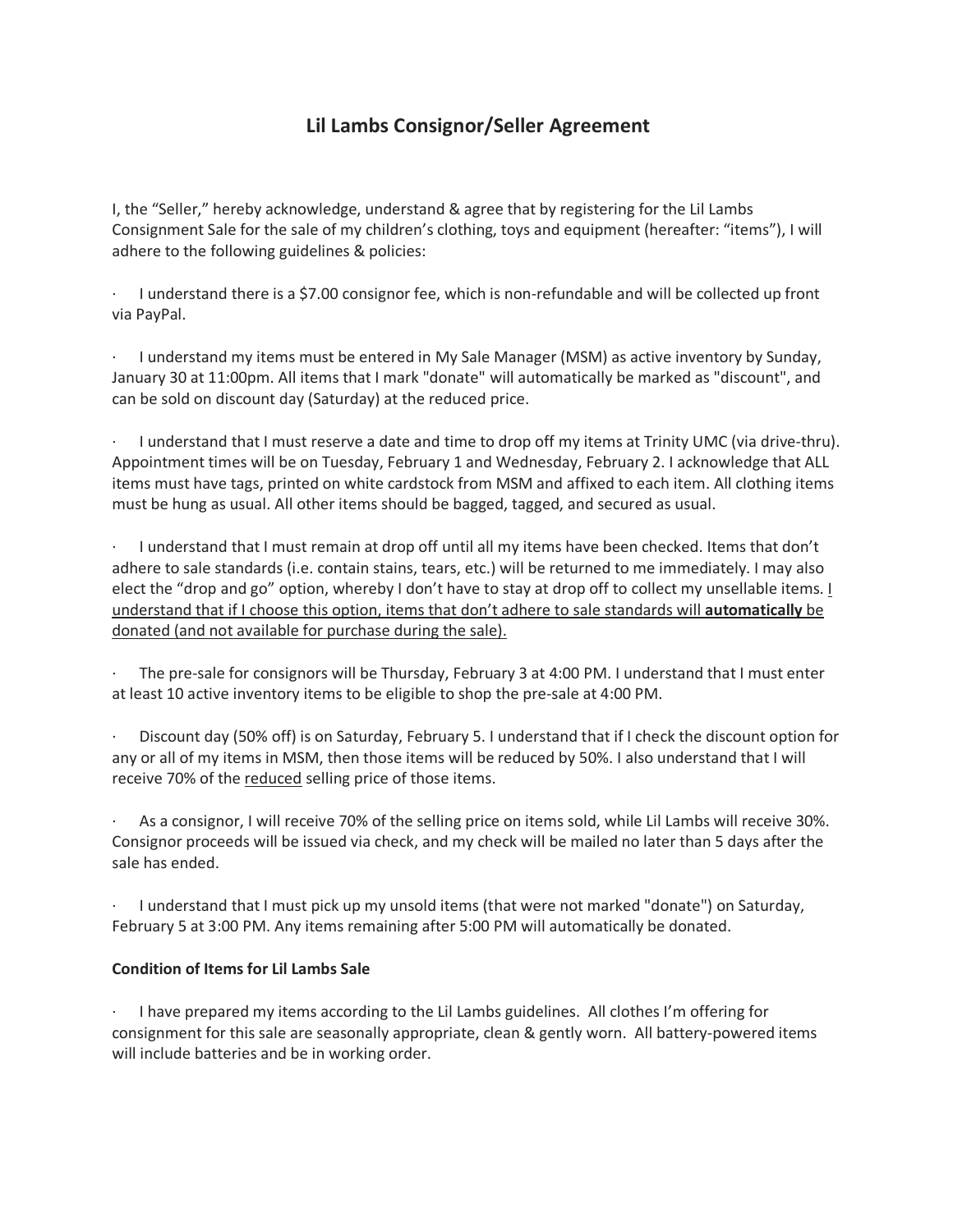# Lil Lambs Consignor/Seller Agreement

I, the "Seller," hereby acknowledge, understand & agree that by registering for the Lil Lambs Consignment Sale for the sale of my children's clothing, toys and equipment (hereafter: "items"), I will adhere to the following guidelines & policies:

- I understand there is a $7.00 consignor fee, which is non-refundable and will be collected up front via PayPal.

- I understand my items must be entered in My Sale Manager (MSM) as active inventory by Sunday, January 30 at 11:00pm. All items that I mark "donate" will automatically be marked as "discount", and can be sold on discount day (Saturday) at the reduced price.

- I understand that I must reserve a date and time to drop off my items at Trinity UMC (via drive-thru). Appointment times will be on Tuesday, February 1 and Wednesday, February 2. I acknowledge that ALL items must have tags, printed on white cardstock from MSM and affixed to each item. All clothing items must be hung as usual. All other items should be bagged, tagged, and secured as usual.

- I understand that I must remain at drop off until all my items have been checked. Items that don't adhere to sale standards (i.e. contain stains, tears, etc.) will be returned to me immediately. I may also elect the "drop and go" option, whereby I don't have to stay at drop off to collect my unsellable items. <u>I understand that if I choose this option, items that don't adhere to sale standards will **automatically** be donated (and not available for purchase during the sale).</u>

- The pre-sale for consignors will be Thursday, February 3 at 4:00 PM. I understand that I must enter at least 10 active inventory items to be eligible to shop the pre-sale at 4:00 PM.

- Discount day (50% off) is on Saturday, February 5. I understand that if I check the discount option for any or all of my items in MSM, then those items will be reduced by 50%. I also understand that I will receive 70% of the <u>reduced</u> selling price of those items.

- As a consignor, I will receive 70% of the selling price on items sold, while Lil Lambs will receive 30%. Consignor proceeds will be issued via check, and my check will be mailed no later than 5 days after the sale has ended.

- I understand that I must pick up my unsold items (that were not marked "donate") on Saturday, February 5 at 3:00 PM. Any items remaining after 5:00 PM will automatically be donated.

**Condition of Items for Lil Lambs Sale**

- I have prepared my items according to the Lil Lambs guidelines. All clothes I'm offering for consignment for this sale are seasonally appropriate, clean & gently worn. All battery-powered items will include batteries and be in working order.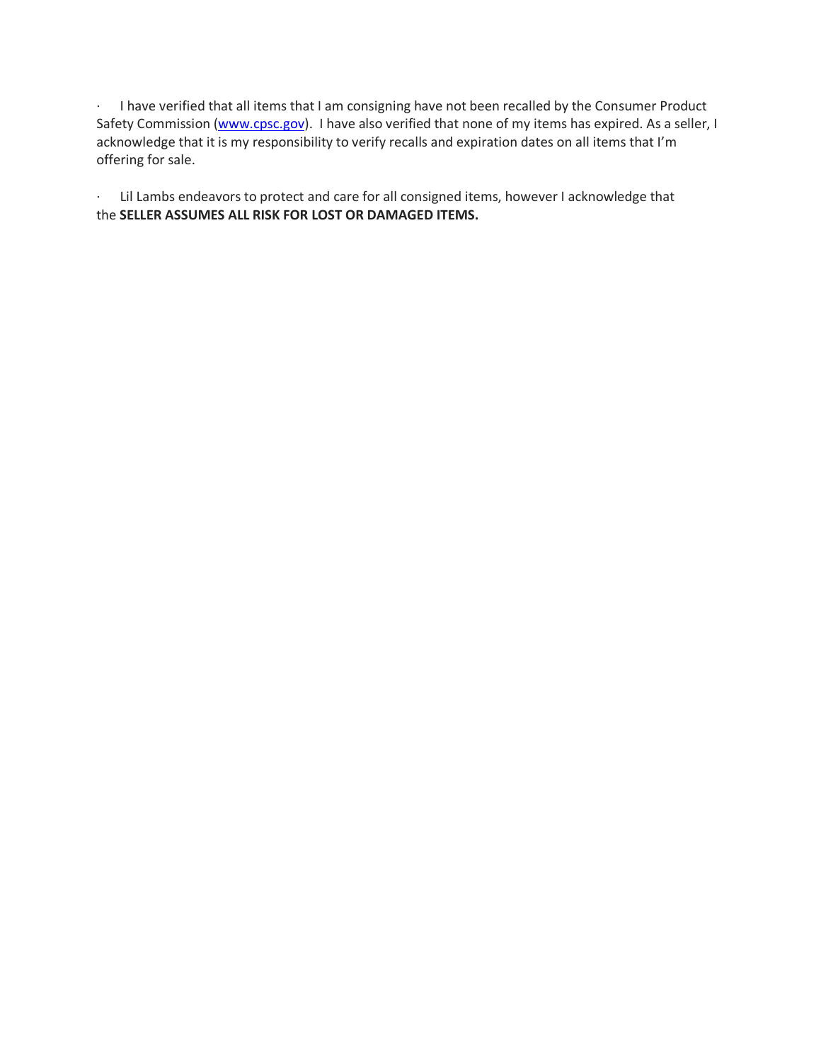- I have verified that all items that I am consigning have not been recalled by the Consumer Product Safety Commission (www.cpsc.gov). I have also verified that none of my items has expired. As a seller, I acknowledge that it is my responsibility to verify recalls and expiration dates on all items that I'm offering for sale.

- Lil Lambs endeavors to protect and care for all consigned items, however I acknowledge that the **SELLER ASSUMES ALL RISK FOR LOST OR DAMAGED ITEMS.**